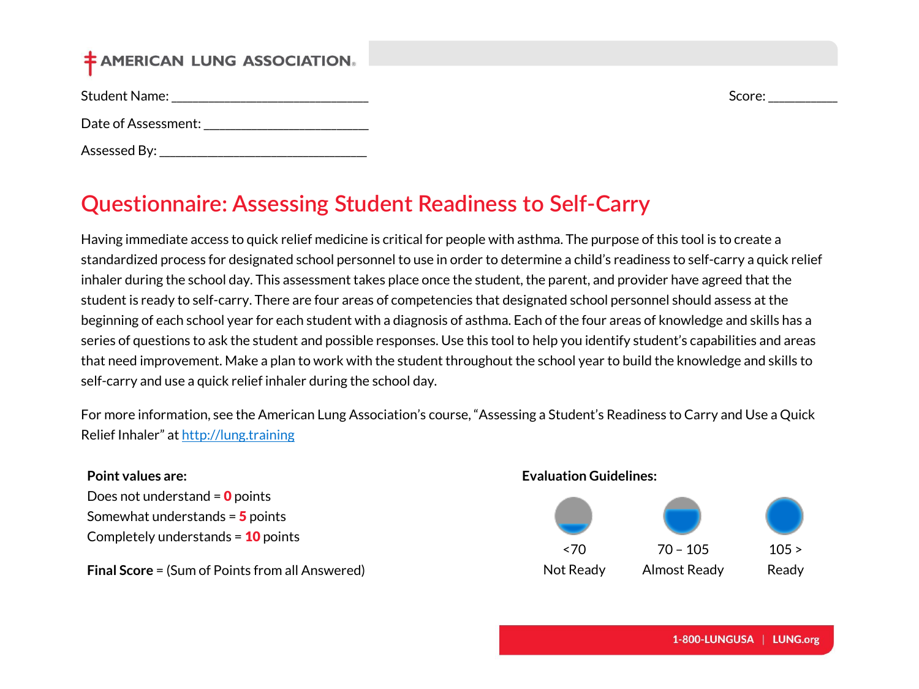AMERICAN LUNG ASSOCIATION

Student Name: ______________________________

Score: __________

Date of Assessment: ________________________

Assessed By: ______________________________

# Questionnaire: Assessing Student Readiness to Self-Carry

Having immediate access to quick relief medicine is critical for people with asthma. The purpose of this tool is to create a standardized process for designated school personnel to use in order to determine a child's readiness to self-carry a quick relief inhaler during the school day. This assessment takes place once the student, the parent, and provider have agreed that the student is ready to self-carry. There are four areas of competencies that designated school personnel should assess at the beginning of each school year for each student with a diagnosis of asthma. Each of the four areas of knowledge and skills has a series of questions to ask the student and possible responses. Use this tool to help you identify student's capabilities and areas that need improvement. Make a plan to work with the student throughout the school year to build the knowledge and skills to self-carry and use a quick relief inhaler during the school day.

For more information, see the American Lung Association's course, "Assessing a Student's Readiness to Carry and Use a Quick Relief Inhaler" at [http://lung.training](http://lung.training)

**Point values are:**

Does not understand = **0** points

Somewhat understands = **5** points

Completely understands = **10** points

**Final Score** = (Sum of Points from all Answered)

**Evaluation Guidelines:**

| <70 | 70 – 105 | 105 > |
|---|---|---|
| Not Ready | Almost Ready | Ready |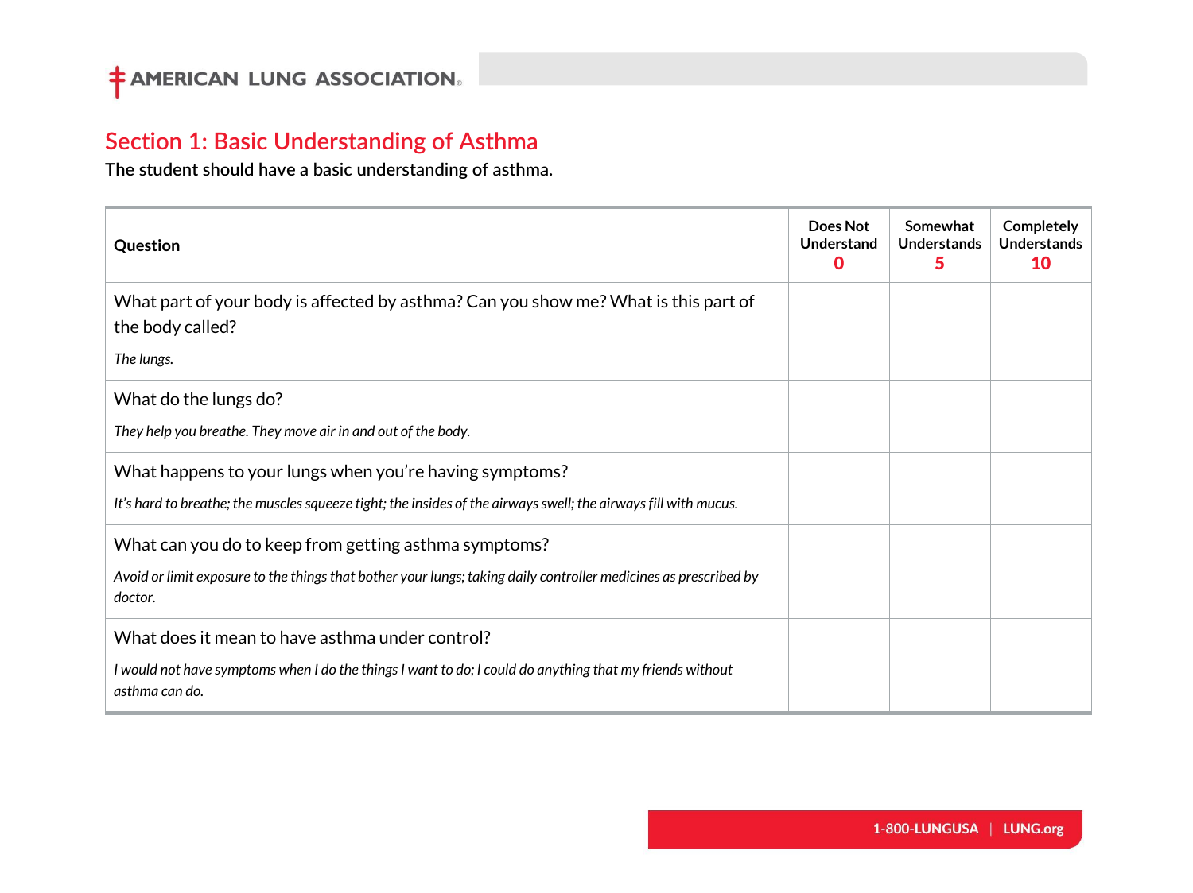## Section 1: Basic Understanding of Asthma

The student should have a basic understanding of asthma.

| Question | Does Not Understand 0 | Somewhat Understands 5 | Completely Understands 10 |
|---|---|---|---|
| What part of your body is affected by asthma? Can you show me? What is this part of the body called?<br>*The lungs.* | | | |
| What do the lungs do?<br>*They help you breathe. They move air in and out of the body.* | | | |
| What happens to your lungs when you're having symptoms?<br>*It's hard to breathe; the muscles squeeze tight; the insides of the airways swell; the airways fill with mucus.* | | | |
| What can you do to keep from getting asthma symptoms?<br>*Avoid or limit exposure to the things that bother your lungs; taking daily controller medicines as prescribed by doctor.* | | | |
| What does it mean to have asthma under control?<br>*I would not have symptoms when I do the things I want to do; I could do anything that my friends without asthma can do.* | | | |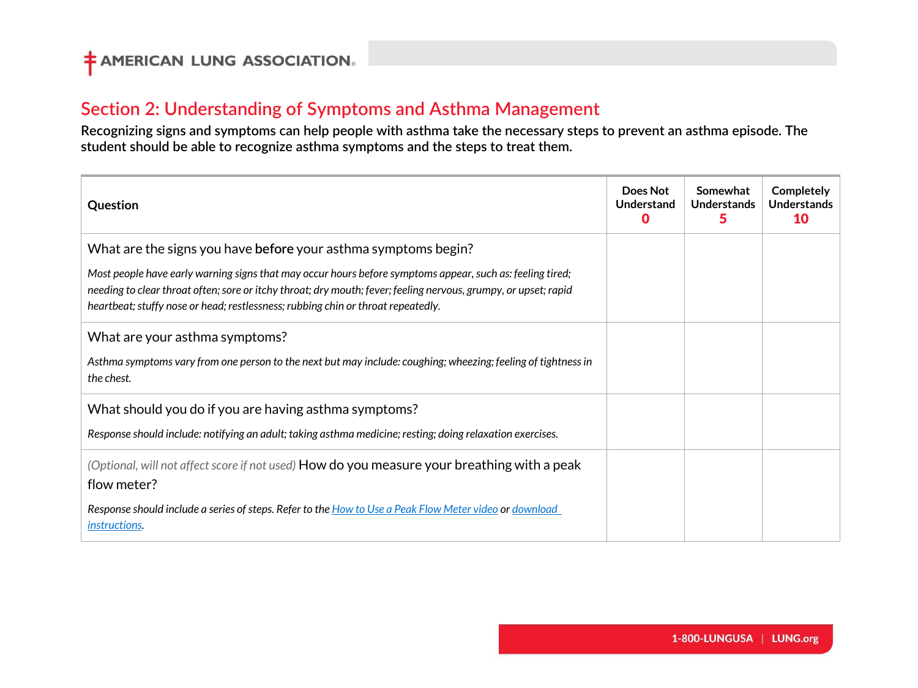## Section 2: Understanding of Symptoms and Asthma Management

**Recognizing signs and symptoms can help people with asthma take the necessary steps to prevent an asthma episode. The student should be able to recognize asthma symptoms and the steps to treat them.**

| Question | Does Not Understand 0 | Somewhat Understands 5 | Completely Understands 10 |
|---|---|---|---|
| What are the signs you have **before** your asthma symptoms begin?<br><br>*Most people have early warning signs that may occur hours before symptoms appear, such as: feeling tired; needing to clear throat often; sore or itchy throat; dry mouth; fever; feeling nervous, grumpy, or upset; rapid heartbeat; stuffy nose or head; restlessness; rubbing chin or throat repeatedly.* | | | |
| What are your asthma symptoms?<br><br>*Asthma symptoms vary from one person to the next but may include: coughing; wheezing; feeling of tightness in the chest.* | | | |
| What should you do if you are having asthma symptoms?<br><br>*Response should include: notifying an adult; taking asthma medicine; resting; doing relaxation exercises.* | | | |
| *(Optional, will not affect score if not used)* How do you measure your breathing with a peak flow meter?<br><br>*Response should include a series of steps. Refer to the How to Use a Peak Flow Meter video or download instructions.* | | | |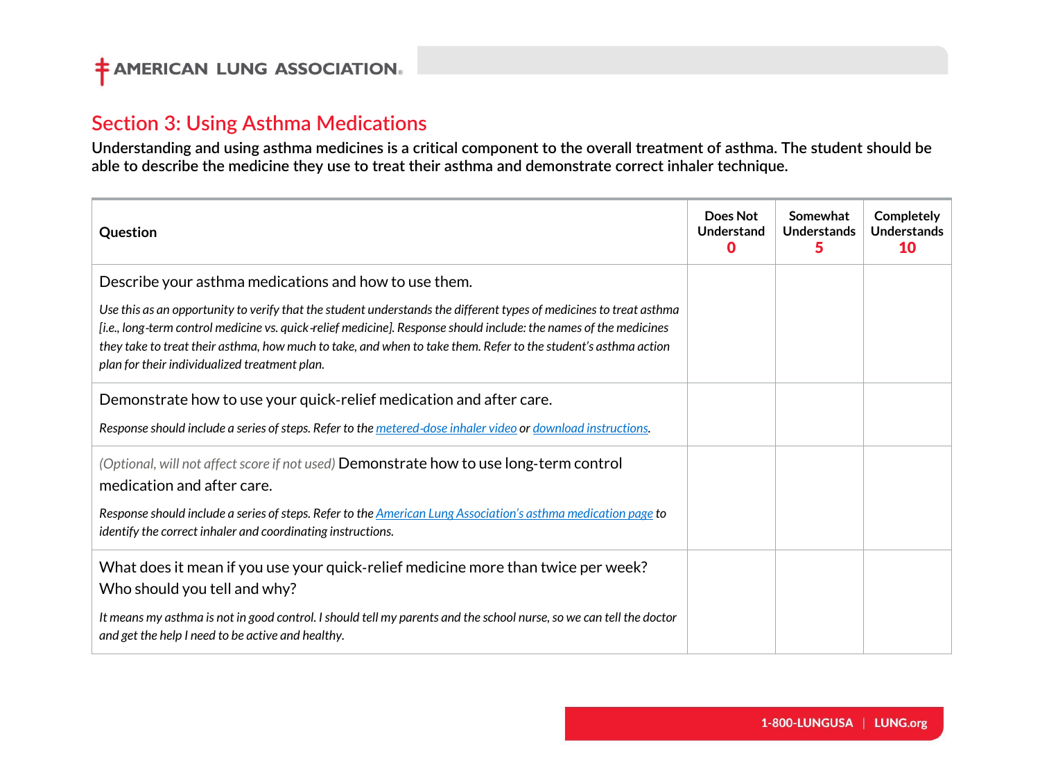## Section 3: Using Asthma Medications

**Understanding and using asthma medicines is a critical component to the overall treatment of asthma. The student should be able to describe the medicine they use to treat their asthma and demonstrate correct inhaler technique.**

| Question | Does Not Understand 0 | Somewhat Understands 5 | Completely Understands 10 |
|---|---|---|---|
| Describe your asthma medications and how to use them.<br><br>*Use this as an opportunity to verify that the student understands the different types of medicines to treat asthma [i.e., long-term control medicine vs. quick-relief medicine]. Response should include: the names of the medicines they take to treat their asthma, how much to take, and when to take them. Refer to the student's asthma action plan for their individualized treatment plan.* | | | |
| Demonstrate how to use your quick-relief medication and after care.<br><br>*Response should include a series of steps. Refer to the metered-dose inhaler video or download instructions.* | | | |
| *(Optional, will not affect score if not used)* Demonstrate how to use long-term control medication and after care.<br><br>*Response should include a series of steps. Refer to the American Lung Association's asthma medication page to identify the correct inhaler and coordinating instructions.* | | | |
| What does it mean if you use your quick-relief medicine more than twice per week? Who should you tell and why?<br><br>*It means my asthma is not in good control. I should tell my parents and the school nurse, so we can tell the doctor and get the help I need to be active and healthy.* | | | |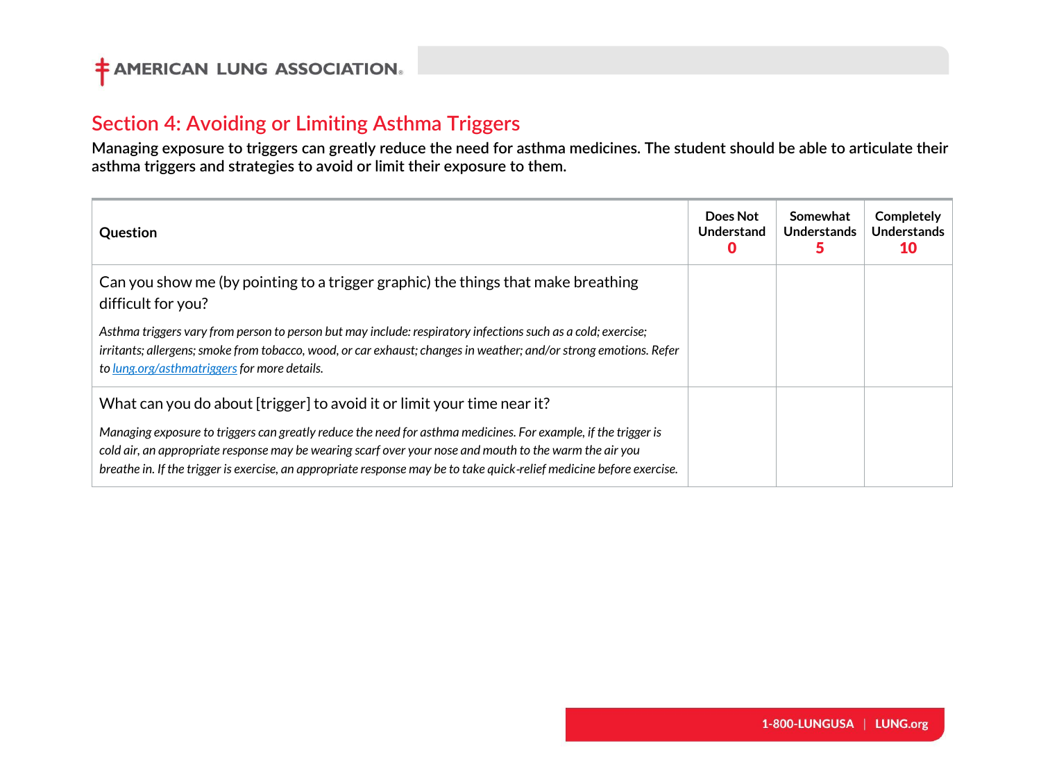## Section 4: Avoiding or Limiting Asthma Triggers

**Managing exposure to triggers can greatly reduce the need for asthma medicines. The student should be able to articulate their asthma triggers and strategies to avoid or limit their exposure to them.**

| Question | Does Not Understand 0 | Somewhat Understands 5 | Completely Understands 10 |
|---|---|---|---|
| Can you show me (by pointing to a trigger graphic) the things that make breathing difficult for you? *Asthma triggers vary from person to person but may include: respiratory infections such as a cold; exercise; irritants; allergens; smoke from tobacco, wood, or car exhaust; changes in weather; and/or strong emotions. Refer to lung.org/asthmatriggers for more details.* | | | |
| What can you do about [trigger] to avoid it or limit your time near it? *Managing exposure to triggers can greatly reduce the need for asthma medicines. For example, if the trigger is cold air, an appropriate response may be wearing scarf over your nose and mouth to the warm the air you breathe in. If the trigger is exercise, an appropriate response may be to take quick-relief medicine before exercise.* | | | |